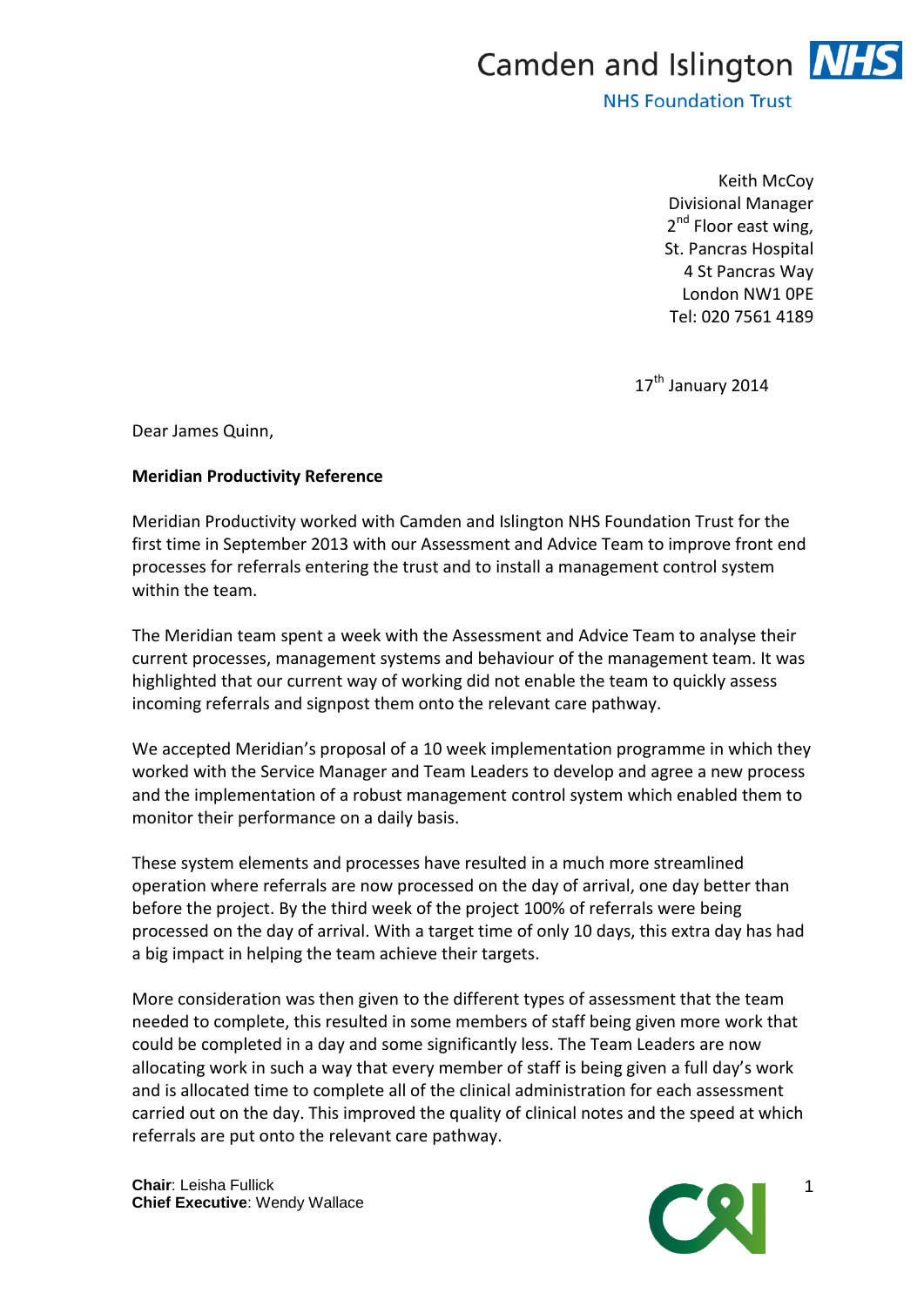Camden and Islington NHS

NHS Foundation Trust

Keith McCoy
Divisional Manager
2nd Floor east wing,
St. Pancras Hospital
4 St Pancras Way
London NW1 0PE
Tel: 020 7561 4189

17th January 2014

Dear James Quinn,

**Meridian Productivity Reference**

Meridian Productivity worked with Camden and Islington NHS Foundation Trust for the first time in September 2013 with our Assessment and Advice Team to improve front end processes for referrals entering the trust and to install a management control system within the team.

The Meridian team spent a week with the Assessment and Advice Team to analyse their current processes, management systems and behaviour of the management team. It was highlighted that our current way of working did not enable the team to quickly assess incoming referrals and signpost them onto the relevant care pathway.

We accepted Meridian's proposal of a 10 week implementation programme in which they worked with the Service Manager and Team Leaders to develop and agree a new process and the implementation of a robust management control system which enabled them to monitor their performance on a daily basis.

These system elements and processes have resulted in a much more streamlined operation where referrals are now processed on the day of arrival, one day better than before the project. By the third week of the project 100% of referrals were being processed on the day of arrival. With a target time of only 10 days, this extra day has had a big impact in helping the team achieve their targets.

More consideration was then given to the different types of assessment that the team needed to complete, this resulted in some members of staff being given more work that could be completed in a day and some significantly less. The Team Leaders are now allocating work in such a way that every member of staff is being given a full day's work and is allocated time to complete all of the clinical administration for each assessment carried out on the day. This improved the quality of clinical notes and the speed at which referrals are put onto the relevant care pathway.

**Chair**: Leisha Fullick
**Chief Executive**: Wendy Wallace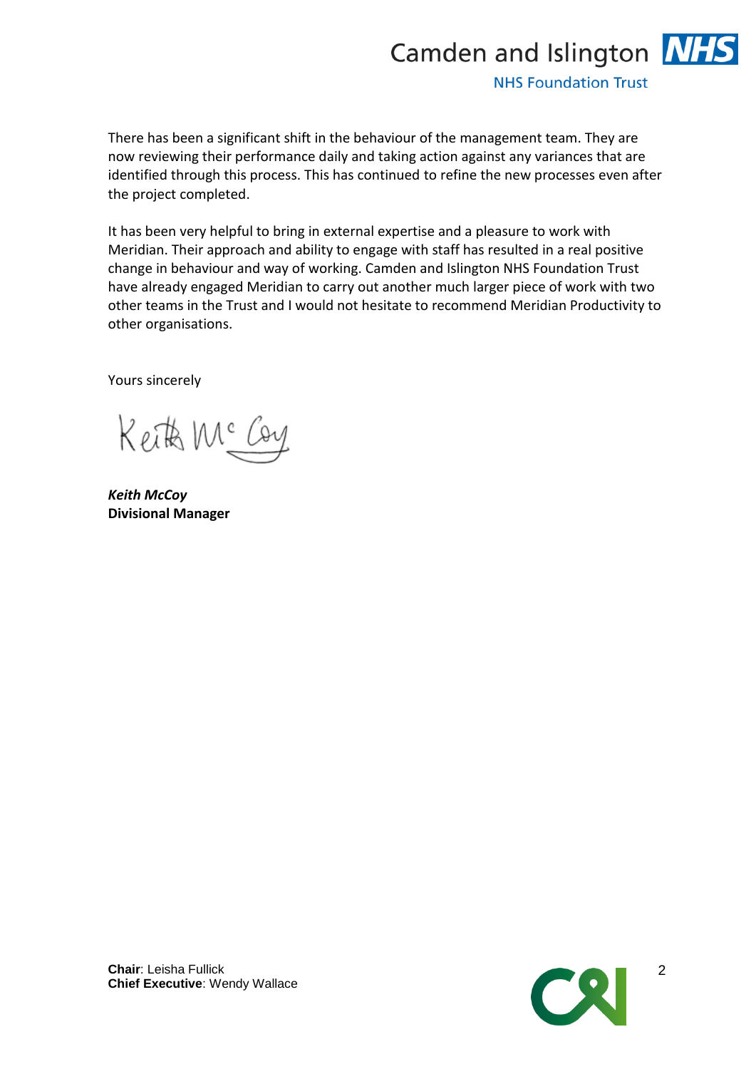There has been a significant shift in the behaviour of the management team. They are now reviewing their performance daily and taking action against any variances that are identified through this process. This has continued to refine the new processes even after the project completed.

It has been very helpful to bring in external expertise and a pleasure to work with Meridian. Their approach and ability to engage with staff has resulted in a real positive change in behaviour and way of working. Camden and Islington NHS Foundation Trust have already engaged Meridian to carry out another much larger piece of work with two other teams in the Trust and I would not hesitate to recommend Meridian Productivity to other organisations.

Yours sincerely

***Keith McCoy***
**Divisional Manager**

**Chair**: Leisha Fullick
**Chief Executive**: Wendy Wallace